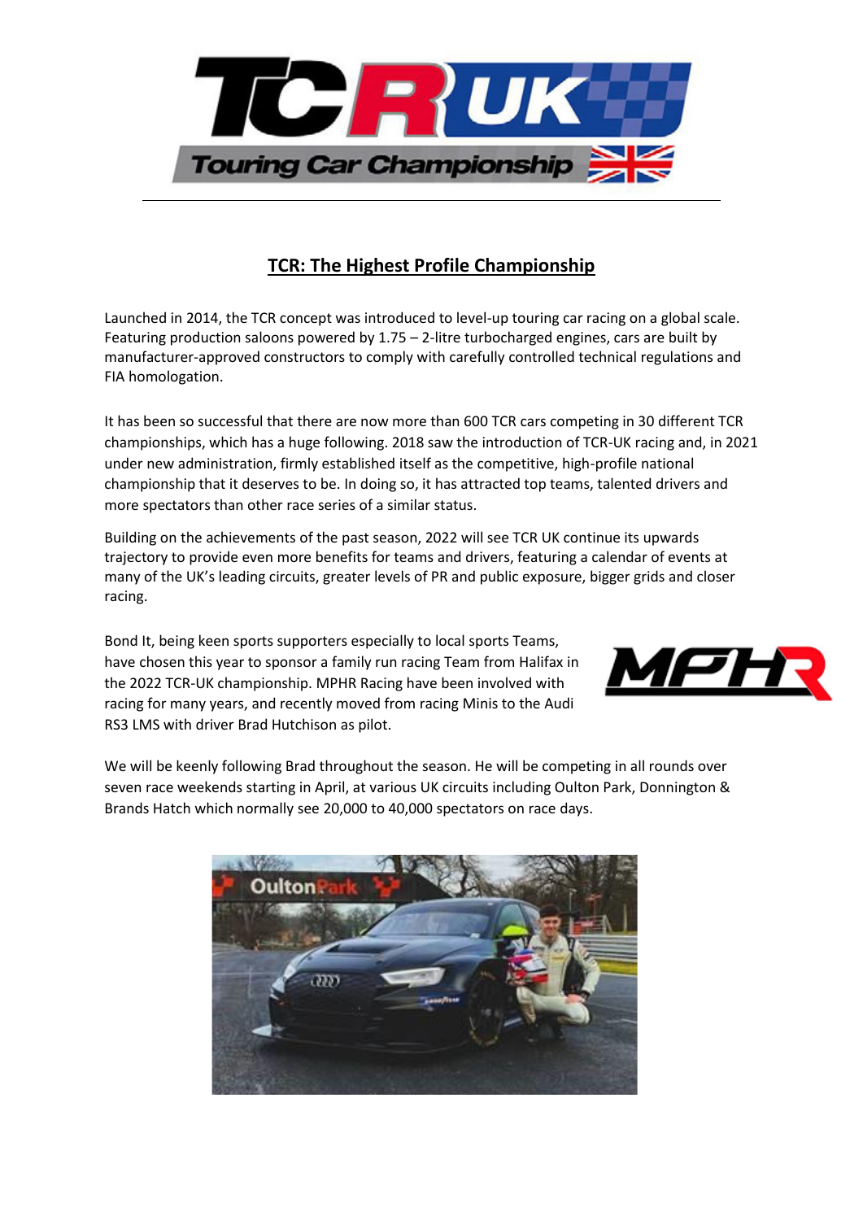## TCR: The Highest Profile Championship

Launched in 2014, the TCR concept was introduced to level-up touring car racing on a global scale. Featuring production saloons powered by 1.75 – 2-litre turbocharged engines, cars are built by manufacturer-approved constructors to comply with carefully controlled technical regulations and FIA homologation.

It has been so successful that there are now more than 600 TCR cars competing in 30 different TCR championships, which has a huge following. 2018 saw the introduction of TCR-UK racing and, in 2021 under new administration, firmly established itself as the competitive, high-profile national championship that it deserves to be. In doing so, it has attracted top teams, talented drivers and more spectators than other race series of a similar status.

Building on the achievements of the past season, 2022 will see TCR UK continue its upwards trajectory to provide even more benefits for teams and drivers, featuring a calendar of events at many of the UK's leading circuits, greater levels of PR and public exposure, bigger grids and closer racing.

Bond It, being keen sports supporters especially to local sports Teams, have chosen this year to sponsor a family run racing Team from Halifax in the 2022 TCR-UK championship. MPHR Racing have been involved with racing for many years, and recently moved from racing Minis to the Audi RS3 LMS with driver Brad Hutchison as pilot.

We will be keenly following Brad throughout the season. He will be competing in all rounds over seven race weekends starting in April, at various UK circuits including Oulton Park, Donnington & Brands Hatch which normally see 20,000 to 40,000 spectators on race days.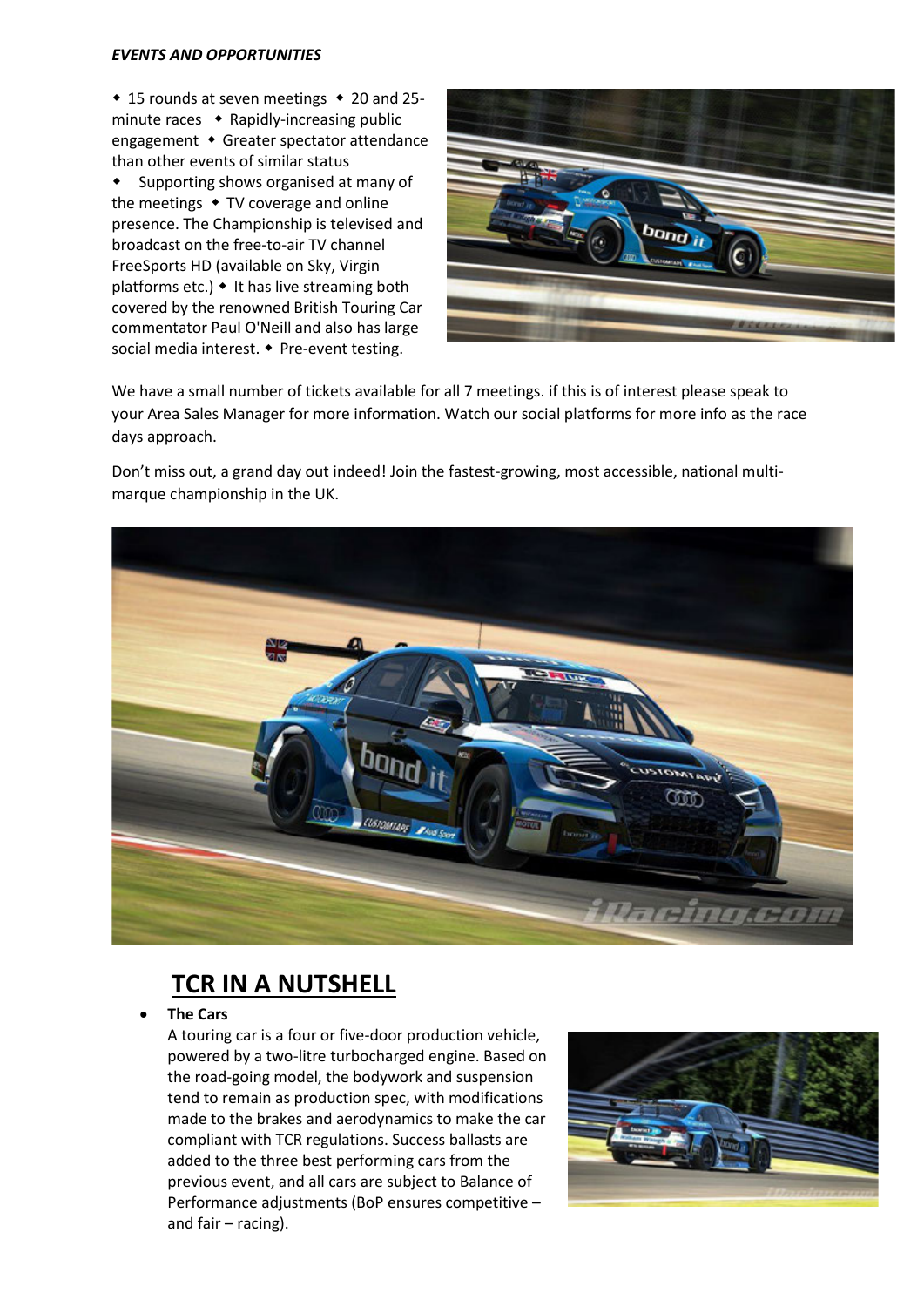***EVENTS AND OPPORTUNITIES***

◆ 15 rounds at seven meetings ◆ 20 and 25-minute races ◆ Rapidly-increasing public engagement ◆ Greater spectator attendance than other events of similar status
◆ Supporting shows organised at many of the meetings ◆ TV coverage and online presence. The Championship is televised and broadcast on the free-to-air TV channel FreeSports HD (available on Sky, Virgin platforms etc.) ◆ It has live streaming both covered by the renowned British Touring Car commentator Paul O'Neill and also has large social media interest. ◆ Pre-event testing.

We have a small number of tickets available for all 7 meetings. if this is of interest please speak to your Area Sales Manager for more information. Watch our social platforms for more info as the race days approach.

Don't miss out, a grand day out indeed! Join the fastest-growing, most accessible, national multi-marque championship in the UK.

## TCR IN A NUTSHELL

- **The Cars**
  A touring car is a four or five-door production vehicle, powered by a two-litre turbocharged engine. Based on the road-going model, the bodywork and suspension tend to remain as production spec, with modifications made to the brakes and aerodynamics to make the car compliant with TCR regulations. Success ballasts are added to the three best performing cars from the previous event, and all cars are subject to Balance of Performance adjustments (BoP ensures competitive – and fair – racing).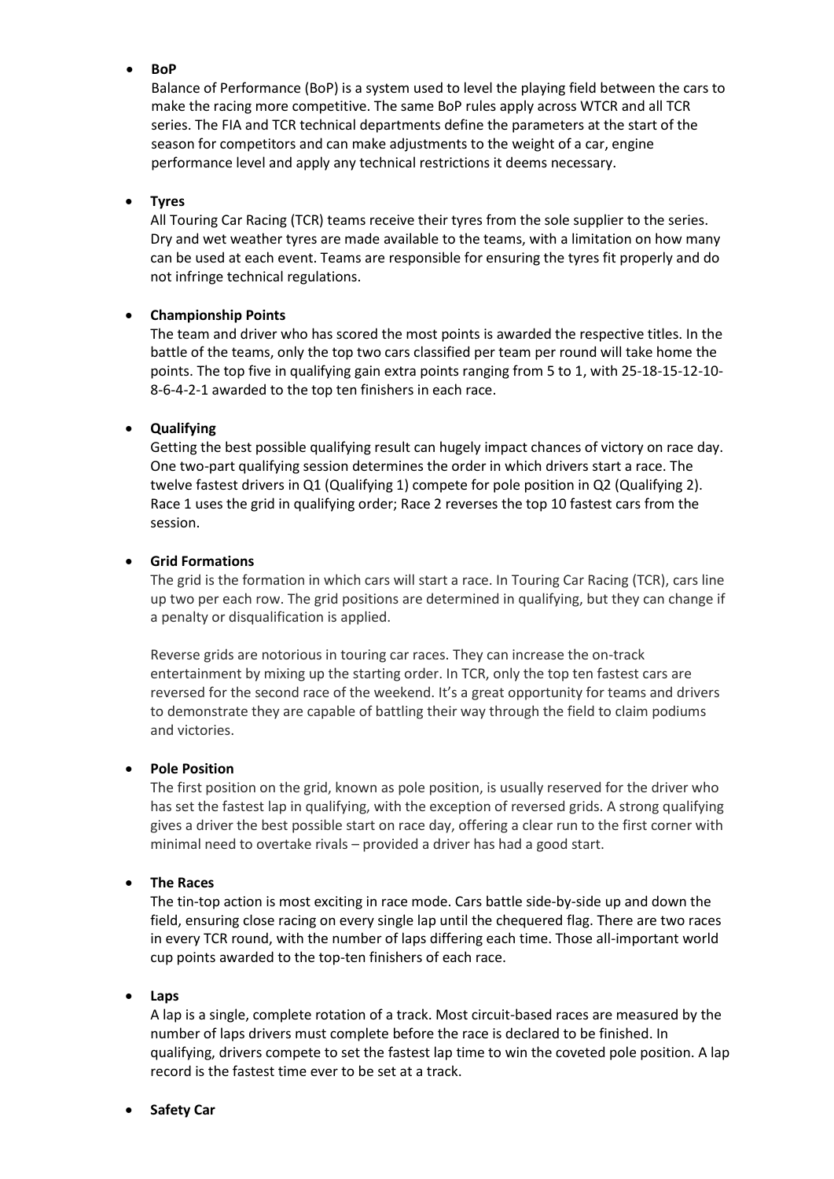- **BoP**

  Balance of Performance (BoP) is a system used to level the playing field between the cars to make the racing more competitive. The same BoP rules apply across WTCR and all TCR series. The FIA and TCR technical departments define the parameters at the start of the season for competitors and can make adjustments to the weight of a car, engine performance level and apply any technical restrictions it deems necessary.

- **Tyres**

  All Touring Car Racing (TCR) teams receive their tyres from the sole supplier to the series. Dry and wet weather tyres are made available to the teams, with a limitation on how many can be used at each event. Teams are responsible for ensuring the tyres fit properly and do not infringe technical regulations.

- **Championship Points**

  The team and driver who has scored the most points is awarded the respective titles. In the battle of the teams, only the top two cars classified per team per round will take home the points. The top five in qualifying gain extra points ranging from 5 to 1, with 25-18-15-12-10-8-6-4-2-1 awarded to the top ten finishers in each race.

- **Qualifying**

  Getting the best possible qualifying result can hugely impact chances of victory on race day. One two-part qualifying session determines the order in which drivers start a race. The twelve fastest drivers in Q1 (Qualifying 1) compete for pole position in Q2 (Qualifying 2). Race 1 uses the grid in qualifying order; Race 2 reverses the top 10 fastest cars from the session.

- **Grid Formations**

  The grid is the formation in which cars will start a race. In Touring Car Racing (TCR), cars line up two per each row. The grid positions are determined in qualifying, but they can change if a penalty or disqualification is applied.

  Reverse grids are notorious in touring car races. They can increase the on-track entertainment by mixing up the starting order. In TCR, only the top ten fastest cars are reversed for the second race of the weekend. It's a great opportunity for teams and drivers to demonstrate they are capable of battling their way through the field to claim podiums and victories.

- **Pole Position**

  The first position on the grid, known as pole position, is usually reserved for the driver who has set the fastest lap in qualifying, with the exception of reversed grids. A strong qualifying gives a driver the best possible start on race day, offering a clear run to the first corner with minimal need to overtake rivals – provided a driver has had a good start.

- **The Races**

  The tin-top action is most exciting in race mode. Cars battle side-by-side up and down the field, ensuring close racing on every single lap until the chequered flag. There are two races in every TCR round, with the number of laps differing each time. Those all-important world cup points awarded to the top-ten finishers of each race.

- **Laps**

  A lap is a single, complete rotation of a track. Most circuit-based races are measured by the number of laps drivers must complete before the race is declared to be finished. In qualifying, drivers compete to set the fastest lap time to win the coveted pole position. A lap record is the fastest time ever to be set at a track.

- **Safety Car**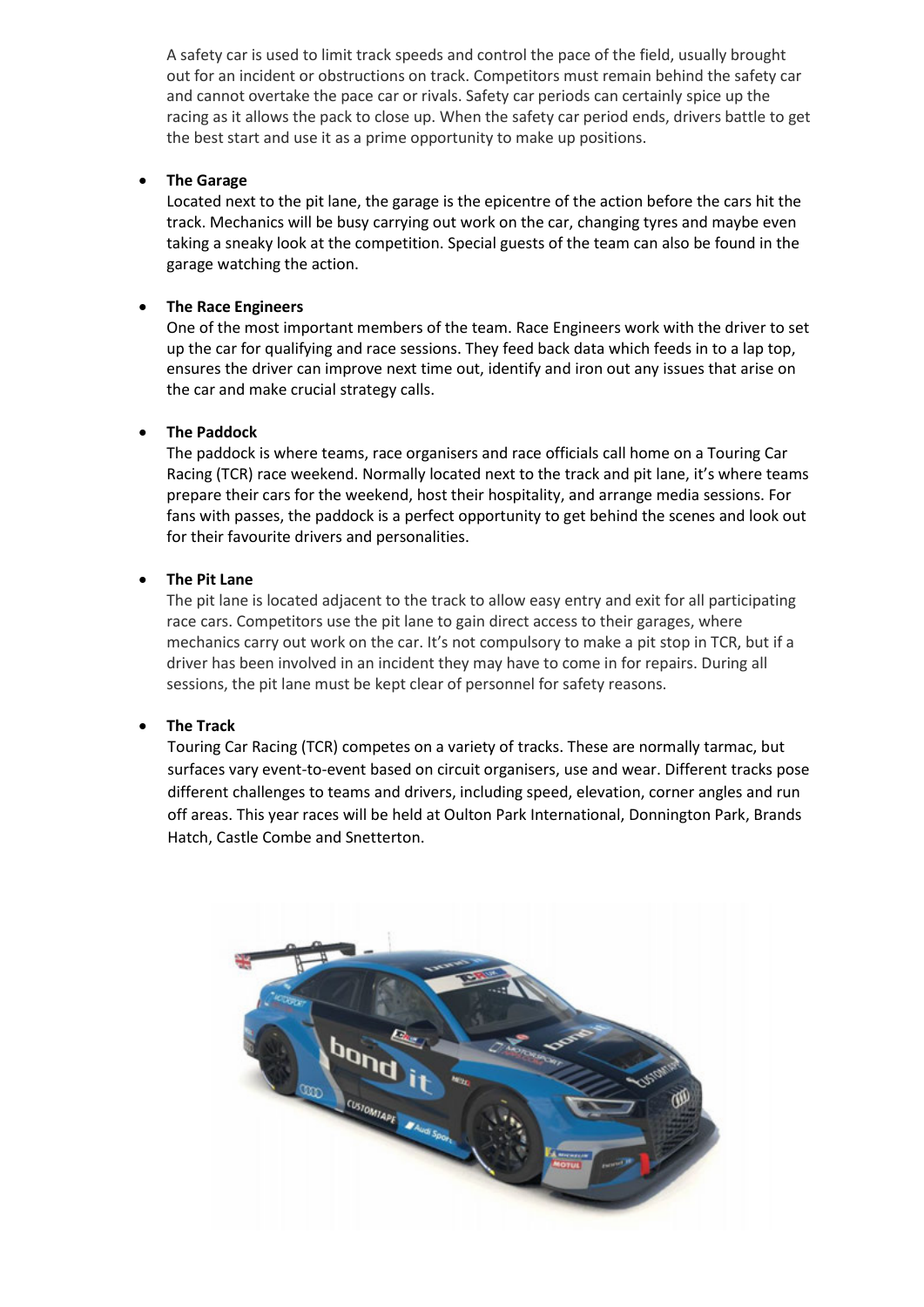A safety car is used to limit track speeds and control the pace of the field, usually brought out for an incident or obstructions on track. Competitors must remain behind the safety car and cannot overtake the pace car or rivals. Safety car periods can certainly spice up the racing as it allows the pack to close up. When the safety car period ends, drivers battle to get the best start and use it as a prime opportunity to make up positions.

- **The Garage**
  Located next to the pit lane, the garage is the epicentre of the action before the cars hit the track. Mechanics will be busy carrying out work on the car, changing tyres and maybe even taking a sneaky look at the competition. Special guests of the team can also be found in the garage watching the action.

- **The Race Engineers**
  One of the most important members of the team. Race Engineers work with the driver to set up the car for qualifying and race sessions. They feed back data which feeds in to a lap top, ensures the driver can improve next time out, identify and iron out any issues that arise on the car and make crucial strategy calls.

- **The Paddock**
  The paddock is where teams, race organisers and race officials call home on a Touring Car Racing (TCR) race weekend. Normally located next to the track and pit lane, it's where teams prepare their cars for the weekend, host their hospitality, and arrange media sessions. For fans with passes, the paddock is a perfect opportunity to get behind the scenes and look out for their favourite drivers and personalities.

- **The Pit Lane**
  The pit lane is located adjacent to the track to allow easy entry and exit for all participating race cars. Competitors use the pit lane to gain direct access to their garages, where mechanics carry out work on the car. It's not compulsory to make a pit stop in TCR, but if a driver has been involved in an incident they may have to come in for repairs. During all sessions, the pit lane must be kept clear of personnel for safety reasons.

- **The Track**
  Touring Car Racing (TCR) competes on a variety of tracks. These are normally tarmac, but surfaces vary event-to-event based on circuit organisers, use and wear. Different tracks pose different challenges to teams and drivers, including speed, elevation, corner angles and run off areas. This year races will be held at Oulton Park International, Donnington Park, Brands Hatch, Castle Combe and Snetterton.